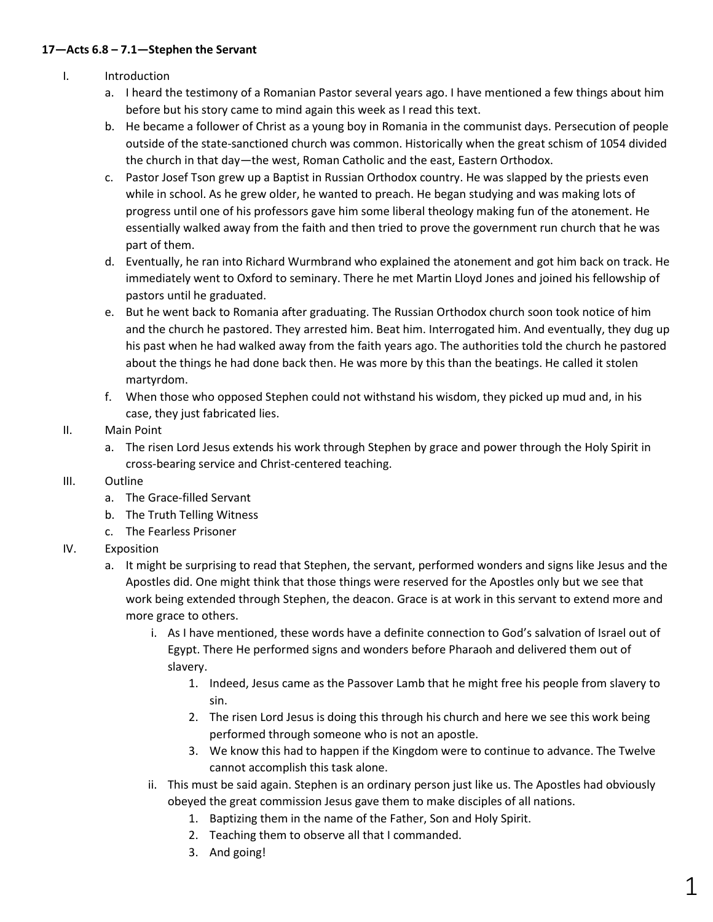**17—Acts 6.8 – 7.1—Stephen the Servant**

I. Introduction
   a. I heard the testimony of a Romanian Pastor several years ago. I have mentioned a few things about him before but his story came to mind again this week as I read this text.
   b. He became a follower of Christ as a young boy in Romania in the communist days. Persecution of people outside of the state-sanctioned church was common. Historically when the great schism of 1054 divided the church in that day—the west, Roman Catholic and the east, Eastern Orthodox.
   c. Pastor Josef Tson grew up a Baptist in Russian Orthodox country. He was slapped by the priests even while in school. As he grew older, he wanted to preach. He began studying and was making lots of progress until one of his professors gave him some liberal theology making fun of the atonement. He essentially walked away from the faith and then tried to prove the government run church that he was part of them.
   d. Eventually, he ran into Richard Wurmbrand who explained the atonement and got him back on track. He immediately went to Oxford to seminary. There he met Martin Lloyd Jones and joined his fellowship of pastors until he graduated.
   e. But he went back to Romania after graduating. The Russian Orthodox church soon took notice of him and the church he pastored. They arrested him. Beat him. Interrogated him. And eventually, they dug up his past when he had walked away from the faith years ago. The authorities told the church he pastored about the things he had done back then. He was more by this than the beatings. He called it stolen martyrdom.
   f. When those who opposed Stephen could not withstand his wisdom, they picked up mud and, in his case, they just fabricated lies.

II. Main Point
   a. The risen Lord Jesus extends his work through Stephen by grace and power through the Holy Spirit in cross-bearing service and Christ-centered teaching.

III. Outline
   a. The Grace-filled Servant
   b. The Truth Telling Witness
   c. The Fearless Prisoner

IV. Exposition
   a. It might be surprising to read that Stephen, the servant, performed wonders and signs like Jesus and the Apostles did. One might think that those things were reserved for the Apostles only but we see that work being extended through Stephen, the deacon. Grace is at work in this servant to extend more and more grace to others.
      i. As I have mentioned, these words have a definite connection to God's salvation of Israel out of Egypt. There He performed signs and wonders before Pharaoh and delivered them out of slavery.
         1. Indeed, Jesus came as the Passover Lamb that he might free his people from slavery to sin.
         2. The risen Lord Jesus is doing this through his church and here we see this work being performed through someone who is not an apostle.
         3. We know this had to happen if the Kingdom were to continue to advance. The Twelve cannot accomplish this task alone.
      ii. This must be said again. Stephen is an ordinary person just like us. The Apostles had obviously obeyed the great commission Jesus gave them to make disciples of all nations.
         1. Baptizing them in the name of the Father, Son and Holy Spirit.
         2. Teaching them to observe all that I commanded.
         3. And going!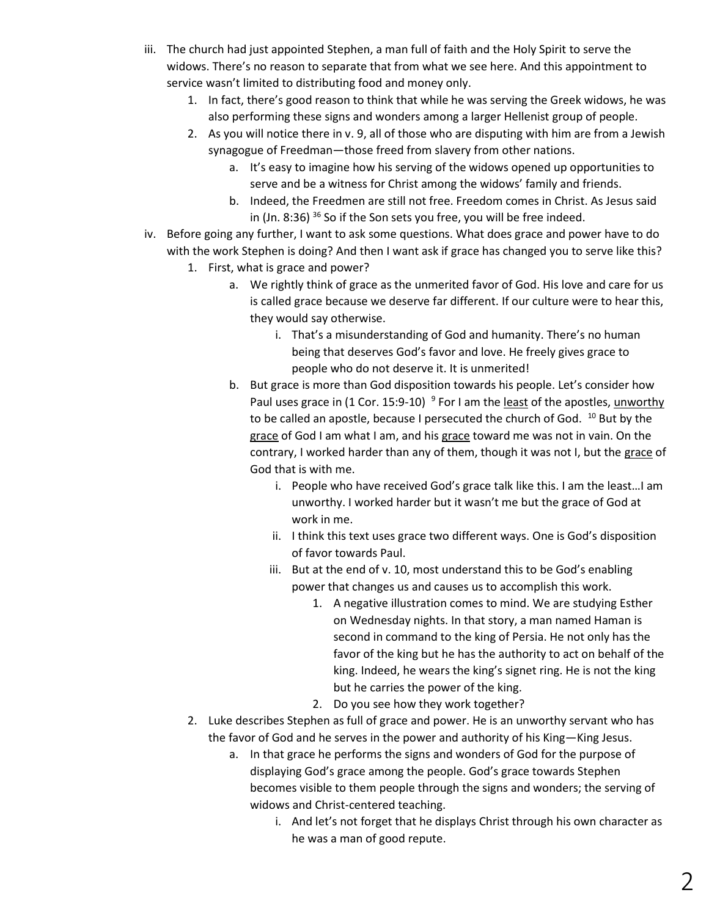iii. The church had just appointed Stephen, a man full of faith and the Holy Spirit to serve the widows. There's no reason to separate that from what we see here. And this appointment to service wasn't limited to distributing food and money only.

  1. In fact, there's good reason to think that while he was serving the Greek widows, he was also performing these signs and wonders among a larger Hellenist group of people.
  2. As you will notice there in v. 9, all of those who are disputing with him are from a Jewish synagogue of Freedman—those freed from slavery from other nations.
     a. It's easy to imagine how his serving of the widows opened up opportunities to serve and be a witness for Christ among the widows' family and friends.
     b. Indeed, the Freedmen are still not free. Freedom comes in Christ. As Jesus said in (Jn. 8:36) [36] So if the Son sets you free, you will be free indeed.

iv. Before going any further, I want to ask some questions. What does grace and power have to do with the work Stephen is doing? And then I want ask if grace has changed you to serve like this?

  1. First, what is grace and power?
     a. We rightly think of grace as the unmerited favor of God. His love and care for us is called grace because we deserve far different. If our culture were to hear this, they would say otherwise.
        i. That's a misunderstanding of God and humanity. There's no human being that deserves God's favor and love. He freely gives grace to people who do not deserve it. It is unmerited!
     b. But grace is more than God disposition towards his people. Let's consider how Paul uses grace in (1 Cor. 15:9-10) [9] For I am the <u>least</u> of the apostles, <u>unworthy</u> to be called an apostle, because I persecuted the church of God. [10] But by the <u>grace</u> of God I am what I am, and his <u>grace</u> toward me was not in vain. On the contrary, I worked harder than any of them, though it was not I, but the <u>grace</u> of God that is with me.
        i. People who have received God's grace talk like this. I am the least…I am unworthy. I worked harder but it wasn't me but the grace of God at work in me.
        ii. I think this text uses grace two different ways. One is God's disposition of favor towards Paul.
        iii. But at the end of v. 10, most understand this to be God's enabling power that changes us and causes us to accomplish this work.
           1. A negative illustration comes to mind. We are studying Esther on Wednesday nights. In that story, a man named Haman is second in command to the king of Persia. He not only has the favor of the king but he has the authority to act on behalf of the king. Indeed, he wears the king's signet ring. He is not the king but he carries the power of the king.
           2. Do you see how they work together?
  2. Luke describes Stephen as full of grace and power. He is an unworthy servant who has the favor of God and he serves in the power and authority of his King—King Jesus.
     a. In that grace he performs the signs and wonders of God for the purpose of displaying God's grace among the people. God's grace towards Stephen becomes visible to them people through the signs and wonders; the serving of widows and Christ-centered teaching.
        i. And let's not forget that he displays Christ through his own character as he was a man of good repute.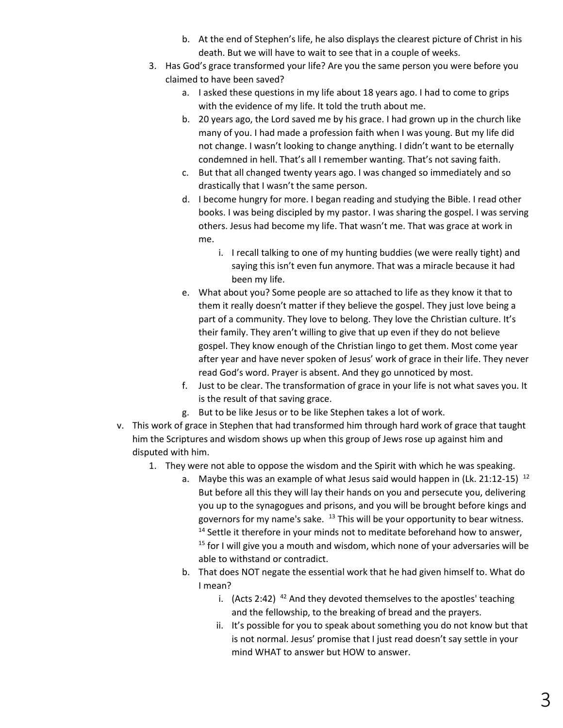b. At the end of Stephen's life, he also displays the clearest picture of Christ in his death. But we will have to wait to see that in a couple of weeks.

3. Has God's grace transformed your life? Are you the same person you were before you claimed to have been saved?
   a. I asked these questions in my life about 18 years ago. I had to come to grips with the evidence of my life. It told the truth about me.
   b. 20 years ago, the Lord saved me by his grace. I had grown up in the church like many of you. I had made a profession faith when I was young. But my life did not change. I wasn't looking to change anything. I didn't want to be eternally condemned in hell. That's all I remember wanting. That's not saving faith.
   c. But that all changed twenty years ago. I was changed so immediately and so drastically that I wasn't the same person.
   d. I become hungry for more. I began reading and studying the Bible. I read other books. I was being discipled by my pastor. I was sharing the gospel. I was serving others. Jesus had become my life. That wasn't me. That was grace at work in me.
      i. I recall talking to one of my hunting buddies (we were really tight) and saying this isn't even fun anymore. That was a miracle because it had been my life.
   e. What about you? Some people are so attached to life as they know it that to them it really doesn't matter if they believe the gospel. They just love being a part of a community. They love to belong. They love the Christian culture. It's their family. They aren't willing to give that up even if they do not believe gospel. They know enough of the Christian lingo to get them. Most come year after year and have never spoken of Jesus' work of grace in their life. They never read God's word. Prayer is absent. And they go unnoticed by most.
   f. Just to be clear. The transformation of grace in your life is not what saves you. It is the result of that saving grace.
   g. But to be like Jesus or to be like Stephen takes a lot of work.

v. This work of grace in Stephen that had transformed him through hard work of grace that taught him the Scriptures and wisdom shows up when this group of Jews rose up against him and disputed with him.

1. They were not able to oppose the wisdom and the Spirit with which he was speaking.
   a. Maybe this was an example of what Jesus said would happen in (Lk. 21:12-15) [12] But before all this they will lay their hands on you and persecute you, delivering you up to the synagogues and prisons, and you will be brought before kings and governors for my name's sake. [13] This will be your opportunity to bear witness. [14] Settle it therefore in your minds not to meditate beforehand how to answer, [15] for I will give you a mouth and wisdom, which none of your adversaries will be able to withstand or contradict.
   b. That does NOT negate the essential work that he had given himself to. What do I mean?
      i. (Acts 2:42) [42] And they devoted themselves to the apostles' teaching and the fellowship, to the breaking of bread and the prayers.
      ii. It's possible for you to speak about something you do not know but that is not normal. Jesus' promise that I just read doesn't say settle in your mind WHAT to answer but HOW to answer.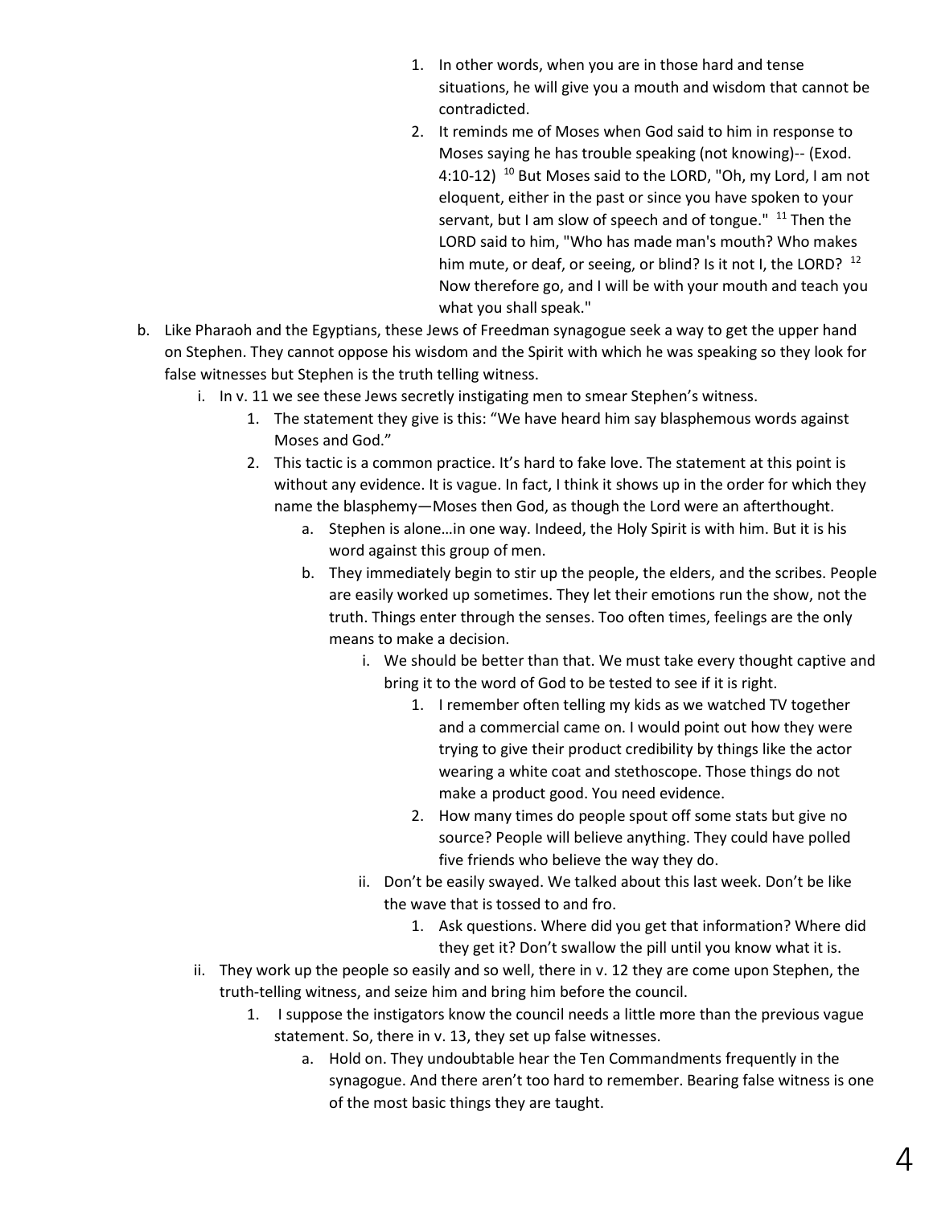1. In other words, when you are in those hard and tense situations, he will give you a mouth and wisdom that cannot be contradicted.
2. It reminds me of Moses when God said to him in response to Moses saying he has trouble speaking (not knowing)-- (Exod. 4:10-12) [10] But Moses said to the LORD, "Oh, my Lord, I am not eloquent, either in the past or since you have spoken to your servant, but I am slow of speech and of tongue." [11] Then the LORD said to him, "Who has made man's mouth? Who makes him mute, or deaf, or seeing, or blind? Is it not I, the LORD? [12] Now therefore go, and I will be with your mouth and teach you what you shall speak."

b. Like Pharaoh and the Egyptians, these Jews of Freedman synagogue seek a way to get the upper hand on Stephen. They cannot oppose his wisdom and the Spirit with which he was speaking so they look for false witnesses but Stephen is the truth telling witness.

  i. In v. 11 we see these Jews secretly instigating men to smear Stephen's witness.
     1. The statement they give is this: "We have heard him say blasphemous words against Moses and God."
     2. This tactic is a common practice. It's hard to fake love. The statement at this point is without any evidence. It is vague. In fact, I think it shows up in the order for which they name the blasphemy—Moses then God, as though the Lord were an afterthought.
        a. Stephen is alone…in one way. Indeed, the Holy Spirit is with him. But it is his word against this group of men.
        b. They immediately begin to stir up the people, the elders, and the scribes. People are easily worked up sometimes. They let their emotions run the show, not the truth. Things enter through the senses. Too often times, feelings are the only means to make a decision.
           i. We should be better than that. We must take every thought captive and bring it to the word of God to be tested to see if it is right.
              1. I remember often telling my kids as we watched TV together and a commercial came on. I would point out how they were trying to give their product credibility by things like the actor wearing a white coat and stethoscope. Those things do not make a product good. You need evidence.
              2. How many times do people spout off some stats but give no source? People will believe anything. They could have polled five friends who believe the way they do.
           ii. Don't be easily swayed. We talked about this last week. Don't be like the wave that is tossed to and fro.
              1. Ask questions. Where did you get that information? Where did they get it? Don't swallow the pill until you know what it is.

  ii. They work up the people so easily and so well, there in v. 12 they are come upon Stephen, the truth-telling witness, and seize him and bring him before the council.
     1. I suppose the instigators know the council needs a little more than the previous vague statement. So, there in v. 13, they set up false witnesses.
        a. Hold on. They undoubtable hear the Ten Commandments frequently in the synagogue. And there aren't too hard to remember. Bearing false witness is one of the most basic things they are taught.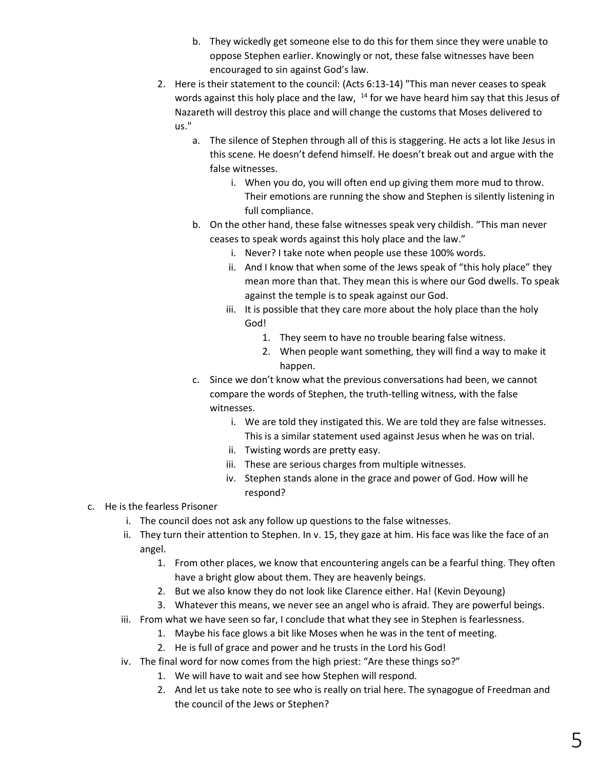- b. They wickedly get someone else to do this for them since they were unable to oppose Stephen earlier. Knowingly or not, these false witnesses have been encouraged to sin against God's law.

2. Here is their statement to the council: (Acts 6:13-14) "This man never ceases to speak words against this holy place and the law, [14] for we have heard him say that this Jesus of Nazareth will destroy this place and will change the customs that Moses delivered to us."
    - a. The silence of Stephen through all of this is staggering. He acts a lot like Jesus in this scene. He doesn't defend himself. He doesn't break out and argue with the false witnesses.
        - i. When you do, you will often end up giving them more mud to throw. Their emotions are running the show and Stephen is silently listening in full compliance.
    - b. On the other hand, these false witnesses speak very childish. "This man never ceases to speak words against this holy place and the law."
        - i. Never? I take note when people use these 100% words.
        - ii. And I know that when some of the Jews speak of "this holy place" they mean more than that. They mean this is where our God dwells. To speak against the temple is to speak against our God.
        - iii. It is possible that they care more about the holy place than the holy God!
            1. They seem to have no trouble bearing false witness.
            2. When people want something, they will find a way to make it happen.
    - c. Since we don't know what the previous conversations had been, we cannot compare the words of Stephen, the truth-telling witness, with the false witnesses.
        - i. We are told they instigated this. We are told they are false witnesses. This is a similar statement used against Jesus when he was on trial.
        - ii. Twisting words are pretty easy.
        - iii. These are serious charges from multiple witnesses.
        - iv. Stephen stands alone in the grace and power of God. How will he respond?

c. He is the fearless Prisoner
- i. The council does not ask any follow up questions to the false witnesses.
- ii. They turn their attention to Stephen. In v. 15, they gaze at him. His face was like the face of an angel.
    1. From other places, we know that encountering angels can be a fearful thing. They often have a bright glow about them. They are heavenly beings.
    2. But we also know they do not look like Clarence either. Ha! (Kevin Deyoung)
    3. Whatever this means, we never see an angel who is afraid. They are powerful beings.
- iii. From what we have seen so far, I conclude that what they see in Stephen is fearlessness.
    1. Maybe his face glows a bit like Moses when he was in the tent of meeting.
    2. He is full of grace and power and he trusts in the Lord his God!
- iv. The final word for now comes from the high priest: "Are these things so?"
    1. We will have to wait and see how Stephen will respond.
    2. And let us take note to see who is really on trial here. The synagogue of Freedman and the council of the Jews or Stephen?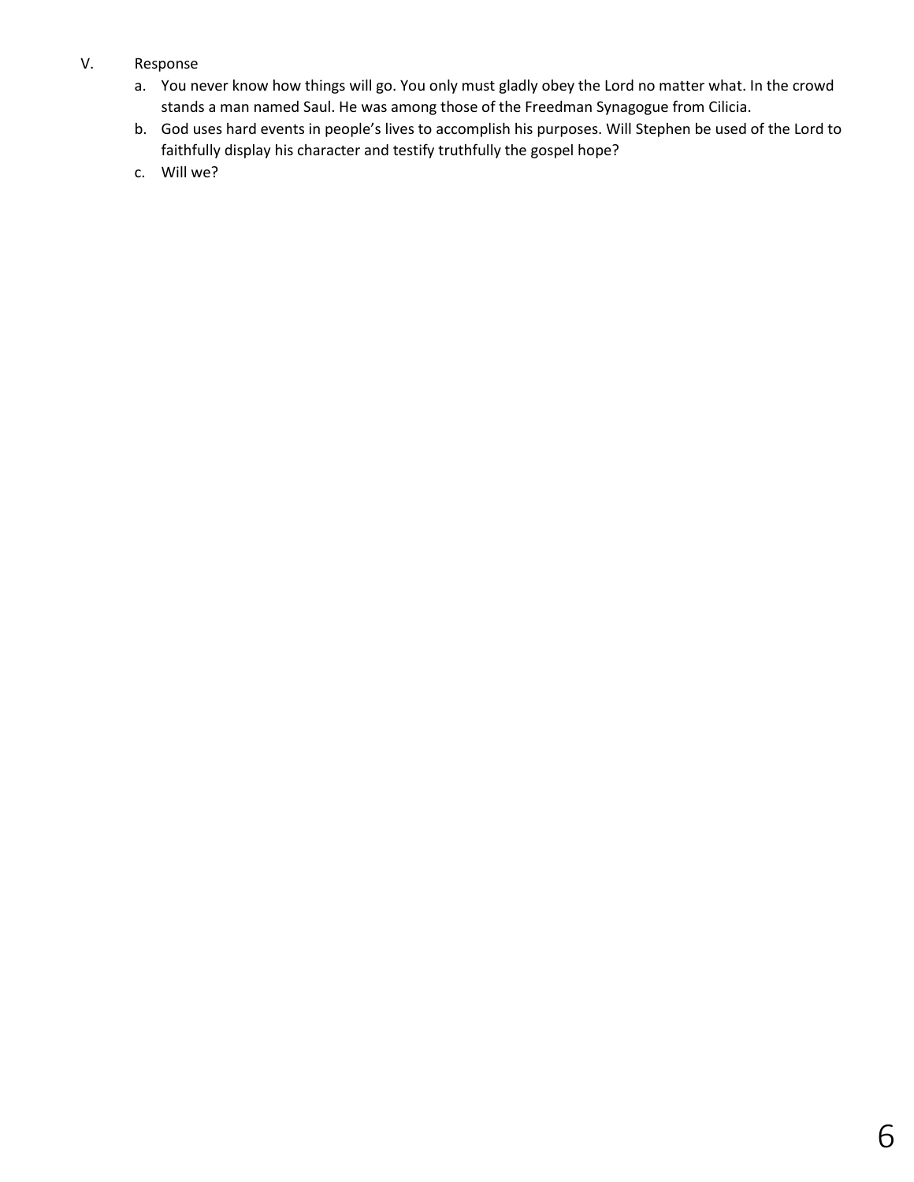V. Response

a. You never know how things will go. You only must gladly obey the Lord no matter what. In the crowd stands a man named Saul. He was among those of the Freedman Synagogue from Cilicia.

b. God uses hard events in people's lives to accomplish his purposes. Will Stephen be used of the Lord to faithfully display his character and testify truthfully the gospel hope?

c. Will we?